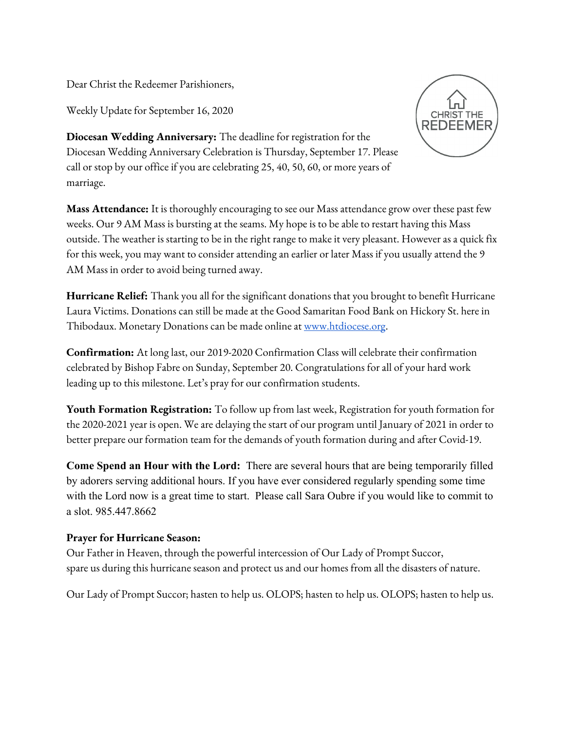Dear Christ the Redeemer Parishioners,

Weekly Update for September 16, 2020

**Diocesan Wedding Anniversary:** The deadline for registration for the Diocesan Wedding Anniversary Celebration is Thursday, September 17. Please call or stop by our office if you are celebrating 25, 40, 50, 60, or more years of marriage.

**Mass Attendance:** It is thoroughly encouraging to see our Mass attendance grow over these past few weeks. Our 9 AM Mass is bursting at the seams. My hope is to be able to restart having this Mass outside. The weather is starting to be in the right range to make it very pleasant. However as a quick fix for this week, you may want to consider attending an earlier or later Mass if you usually attend the 9 AM Mass in order to avoid being turned away.

**Hurricane Relief:** Thank you all for the significant donations that you brought to benefit Hurricane Laura Victims. Donations can still be made at the Good Samaritan Food Bank on Hickory St. here in Thibodaux. Monetary Donations can be made online at [www.htdiocese.org](http://www.htdiocese.org).

**Confirmation:** At long last, our 2019-2020 Confirmation Class will celebrate their confirmation celebrated by Bishop Fabre on Sunday, September 20. Congratulations for all of your hard work leading up to this milestone. Let's pray for our confirmation students.

**Youth Formation Registration:** To follow up from last week, Registration for youth formation for the 2020-2021 year is open. We are delaying the start of our program until January of 2021 in order to better prepare our formation team for the demands of youth formation during and after Covid-19.

**Come Spend an Hour with the Lord:** There are several hours that are being temporarily filled by adorers serving additional hours. If you have ever considered regularly spending some time with the Lord now is a great time to start. Please call Sara Oubre if you would like to commit to a slot. 985.447.8662

**Prayer for Hurricane Season:**
Our Father in Heaven, through the powerful intercession of Our Lady of Prompt Succor, spare us during this hurricane season and protect us and our homes from all the disasters of nature.

Our Lady of Prompt Succor; hasten to help us. OLOPS; hasten to help us. OLOPS; hasten to help us.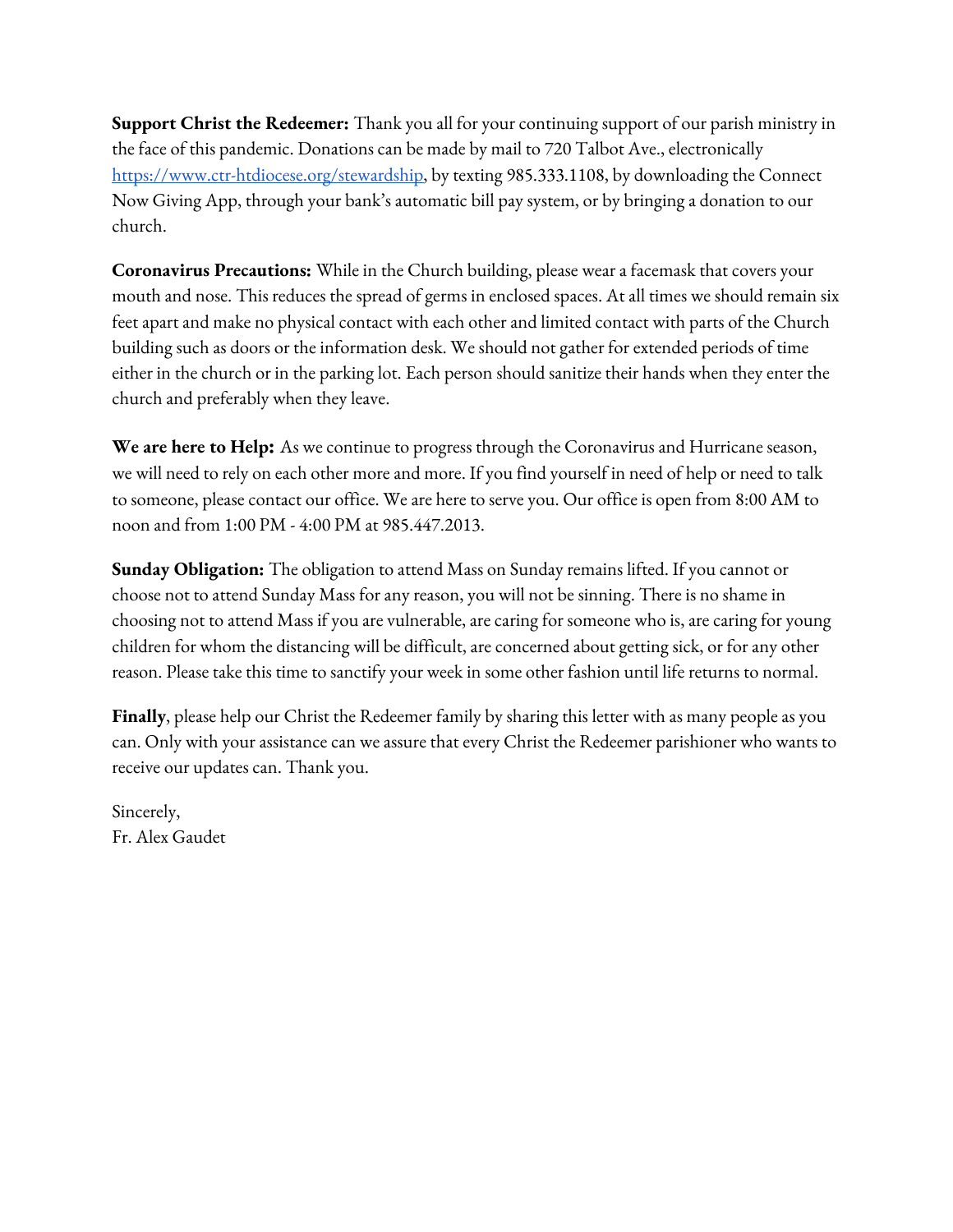**Support Christ the Redeemer:** Thank you all for your continuing support of our parish ministry in the face of this pandemic. Donations can be made by mail to 720 Talbot Ave., electronically https://www.ctr-htdiocese.org/stewardship, by texting 985.333.1108, by downloading the Connect Now Giving App, through your bank's automatic bill pay system, or by bringing a donation to our church.

**Coronavirus Precautions:** While in the Church building, please wear a facemask that covers your mouth and nose. This reduces the spread of germs in enclosed spaces. At all times we should remain six feet apart and make no physical contact with each other and limited contact with parts of the Church building such as doors or the information desk. We should not gather for extended periods of time either in the church or in the parking lot. Each person should sanitize their hands when they enter the church and preferably when they leave.

**We are here to Help:** As we continue to progress through the Coronavirus and Hurricane season, we will need to rely on each other more and more. If you find yourself in need of help or need to talk to someone, please contact our office. We are here to serve you. Our office is open from 8:00 AM to noon and from 1:00 PM - 4:00 PM at 985.447.2013.

**Sunday Obligation:** The obligation to attend Mass on Sunday remains lifted. If you cannot or choose not to attend Sunday Mass for any reason, you will not be sinning. There is no shame in choosing not to attend Mass if you are vulnerable, are caring for someone who is, are caring for young children for whom the distancing will be difficult, are concerned about getting sick, or for any other reason. Please take this time to sanctify your week in some other fashion until life returns to normal.

**Finally**, please help our Christ the Redeemer family by sharing this letter with as many people as you can. Only with your assistance can we assure that every Christ the Redeemer parishioner who wants to receive our updates can. Thank you.

Sincerely,
Fr. Alex Gaudet